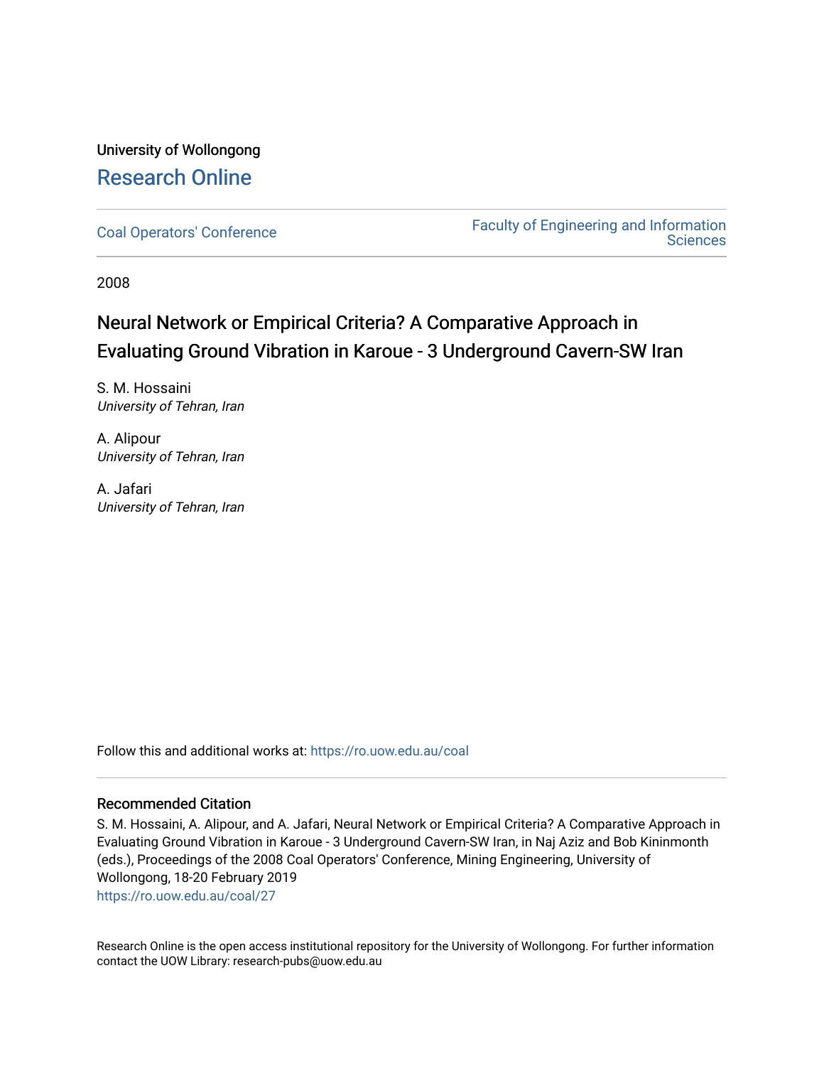University of Wollongong

# Research Online

Coal Operators' Conference

Faculty of Engineering and Information Sciences

2008

## Neural Network or Empirical Criteria? A Comparative Approach in Evaluating Ground Vibration in Karoue - 3 Underground Cavern-SW Iran

S. M. Hossaini
*University of Tehran, Iran*

A. Alipour
*University of Tehran, Iran*

A. Jafari
*University of Tehran, Iran*

Follow this and additional works at: https://ro.uow.edu.au/coal

### Recommended Citation

S. M. Hossaini, A. Alipour, and A. Jafari, Neural Network or Empirical Criteria? A Comparative Approach in Evaluating Ground Vibration in Karoue - 3 Underground Cavern-SW Iran, in Naj Aziz and Bob Kininmonth (eds.), Proceedings of the 2008 Coal Operators' Conference, Mining Engineering, University of Wollongong, 18-20 February 2019
https://ro.uow.edu.au/coal/27

Research Online is the open access institutional repository for the University of Wollongong. For further information contact the UOW Library: research-pubs@uow.edu.au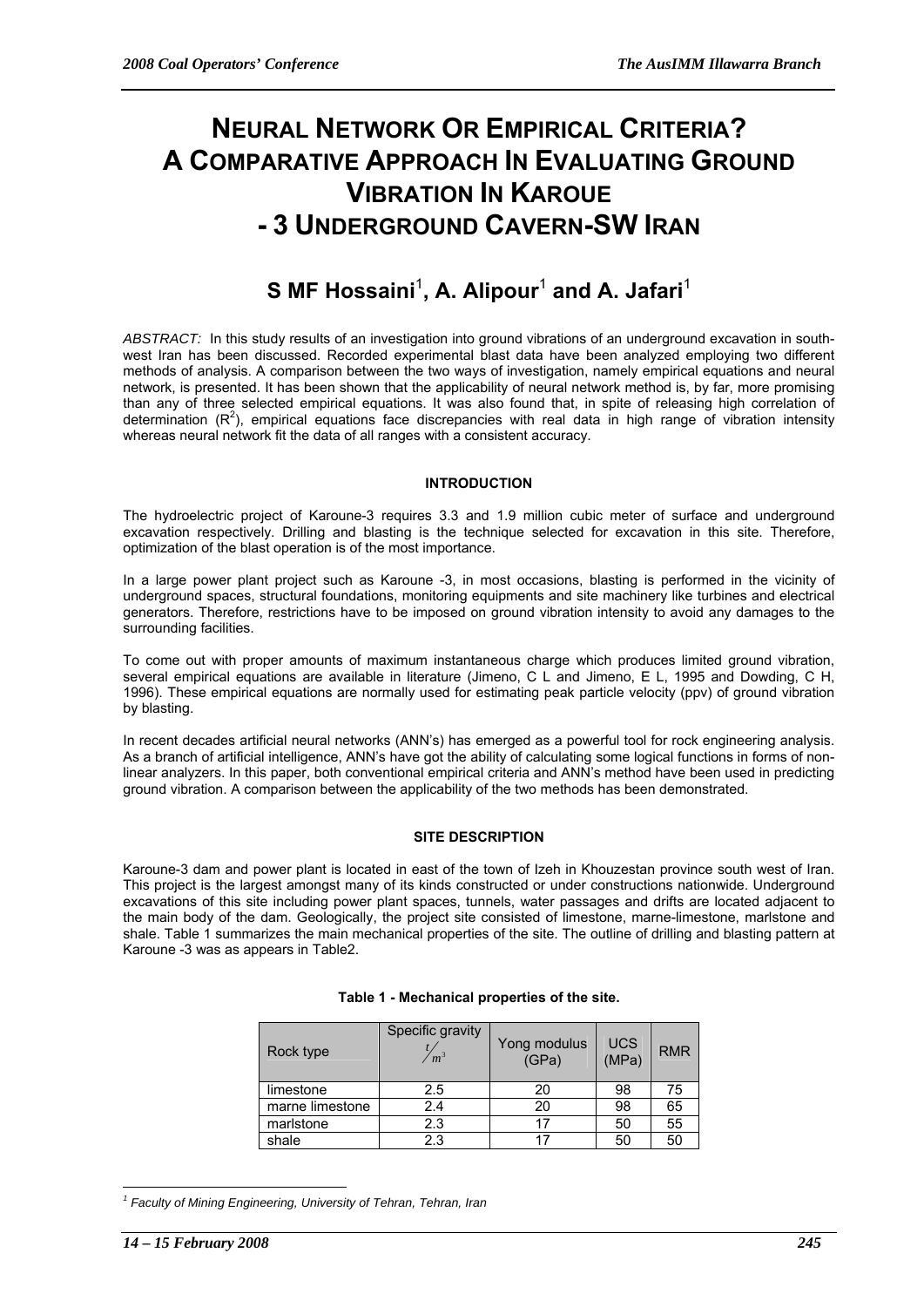# NEURAL NETWORK OR EMPIRICAL CRITERIA? A COMPARATIVE APPROACH IN EVALUATING GROUND VIBRATION IN KAROUE - 3 UNDERGROUND CAVERN-SW IRAN

## S MF Hossaini[1], A. Alipour[1] and A. Jafari[1]

*ABSTRACT:* In this study results of an investigation into ground vibrations of an underground excavation in south-west Iran has been discussed. Recorded experimental blast data have been analyzed employing two different methods of analysis. A comparison between the two ways of investigation, namely empirical equations and neural network, is presented. It has been shown that the applicability of neural network method is, by far, more promising than any of three selected empirical equations. It was also found that, in spite of releasing high correlation of determination ($R^2$), empirical equations face discrepancies with real data in high range of vibration intensity whereas neural network fit the data of all ranges with a consistent accuracy.

### INTRODUCTION

The hydroelectric project of Karoune-3 requires 3.3 and 1.9 million cubic meter of surface and underground excavation respectively. Drilling and blasting is the technique selected for excavation in this site. Therefore, optimization of the blast operation is of the most importance.

In a large power plant project such as Karoune -3, in most occasions, blasting is performed in the vicinity of underground spaces, structural foundations, monitoring equipments and site machinery like turbines and electrical generators. Therefore, restrictions have to be imposed on ground vibration intensity to avoid any damages to the surrounding facilities.

To come out with proper amounts of maximum instantaneous charge which produces limited ground vibration, several empirical equations are available in literature (Jimeno, C L and Jimeno, E L, 1995 and Dowding, C H, 1996). These empirical equations are normally used for estimating peak particle velocity (ppv) of ground vibration by blasting.

In recent decades artificial neural networks (ANN's) has emerged as a powerful tool for rock engineering analysis. As a branch of artificial intelligence, ANN's have got the ability of calculating some logical functions in forms of non-linear analyzers. In this paper, both conventional empirical criteria and ANN's method have been used in predicting ground vibration. A comparison between the applicability of the two methods has been demonstrated.

### SITE DESCRIPTION

Karoune-3 dam and power plant is located in east of the town of Izeh in Khouzestan province south west of Iran. This project is the largest amongst many of its kinds constructed or under constructions nationwide. Underground excavations of this site including power plant spaces, tunnels, water passages and drifts are located adjacent to the main body of the dam. Geologically, the project site consisted of limestone, marne-limestone, marlstone and shale. Table 1 summarizes the main mechanical properties of the site. The outline of drilling and blasting pattern at Karoune -3 was as appears in Table2.

**Table 1 - Mechanical properties of the site.**

| Rock type | Specific gravity $t/m^3$ | Yong modulus (GPa) | UCS (MPa) | RMR |
|---|---|---|---|---|
| limestone | 2.5 | 20 | 98 | 75 |
| marne limestone | 2.4 | 20 | 98 | 65 |
| marlstone | 2.3 | 17 | 50 | 55 |
| shale | 2.3 | 17 | 50 | 50 |

[1] *Faculty of Mining Engineering, University of Tehran, Tehran, Iran*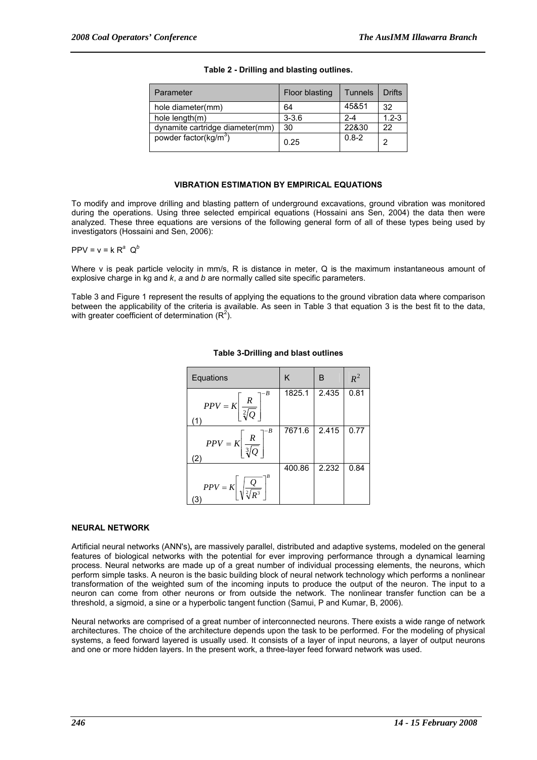**Table 2 - Drilling and blasting outlines.**

| Parameter | Floor blasting | Tunnels | Drifts |
|---|---|---|---|
| hole diameter(mm) | 64 | 45&51 | 32 |
| hole length(m) | 3-3.6 | 2-4 | 1.2-3 |
| dynamite cartridge diameter(mm) | 30 | 22&30 | 22 |
| powder factor(kg/m$^3$) | 0.25 | 0.8-2 | 2 |

## VIBRATION ESTIMATION BY EMPIRICAL EQUATIONS

To modify and improve drilling and blasting pattern of underground excavations, ground vibration was monitored during the operations. Using three selected empirical equations (Hossaini ans Sen, 2004) the data then were analyzed. These three equations are versions of the following general form of all of these types being used by investigators (Hossaini and Sen, 2006):

$PPV = v = k\, R^a\ Q^b$

Where v is peak particle velocity in mm/s, R is distance in meter, Q is the maximum instantaneous amount of explosive charge in kg and *k*, *a* and *b* are normally called site specific parameters.

Table 3 and Figure 1 represent the results of applying the equations to the ground vibration data where comparison between the applicability of the criteria is available. As seen in Table 3 that equation 3 is the best fit to the data, with greater coefficient of determination ($R^2$).

**Table 3-Drilling and blast outlines**

| Equations | K | B | $R^2$ |
|---|---|---|---|
| $PPV = K\left[\dfrac{R}{\sqrt[2]{Q}}\right]^{-B}$ (1) | 1825.1 | 2.435 | 0.81 |
| $PPV = K\left[\dfrac{R}{\sqrt[3]{Q}}\right]^{-B}$ (2) | 7671.6 | 2.415 | 0.77 |
| $PPV = K\left[\sqrt{\dfrac{Q}{\sqrt[2]{R^3}}}\right]^{B}$ (3) | 400.86 | 2.232 | 0.84 |

## NEURAL NETWORK

Artificial neural networks (ANN's), are massively parallel, distributed and adaptive systems, modeled on the general features of biological networks with the potential for ever improving performance through a dynamical learning process. Neural networks are made up of a great number of individual processing elements, the neurons, which perform simple tasks. A neuron is the basic building block of neural network technology which performs a nonlinear transformation of the weighted sum of the incoming inputs to produce the output of the neuron. The input to a neuron can come from other neurons or from outside the network. The nonlinear transfer function can be a threshold, a sigmoid, a sine or a hyperbolic tangent function (Samui, P and Kumar, B, 2006).

Neural networks are comprised of a great number of interconnected neurons. There exists a wide range of network architectures. The choice of the architecture depends upon the task to be performed. For the modeling of physical systems, a feed forward layered is usually used. It consists of a layer of input neurons, a layer of output neurons and one or more hidden layers. In the present work, a three-layer feed forward network was used.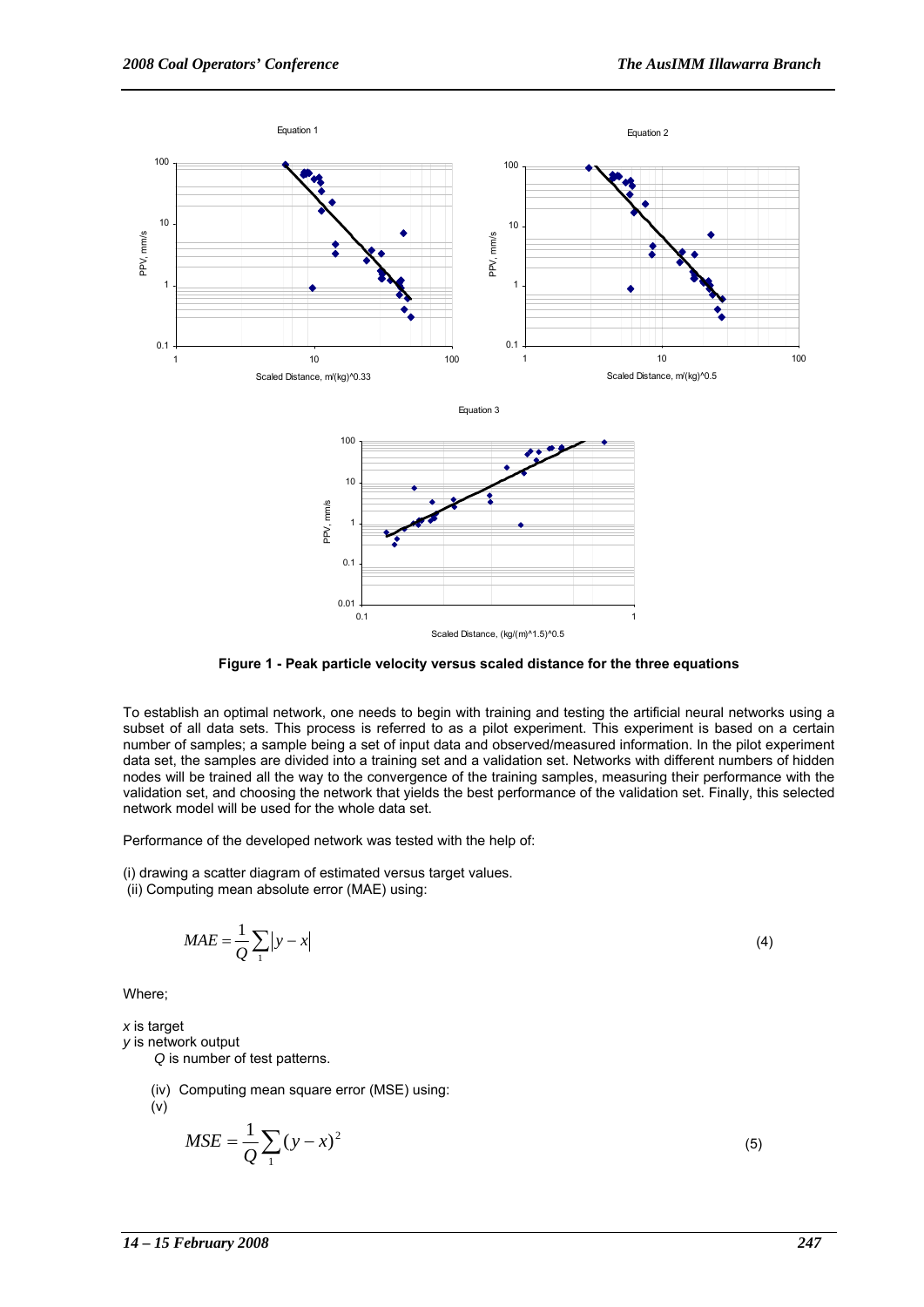Figure 1 - Peak particle velocity versus scaled distance for the three equations

To establish an optimal network, one needs to begin with training and testing the artificial neural networks using a subset of all data sets. This process is referred to as a pilot experiment. This experiment is based on a certain number of samples; a sample being a set of input data and observed/measured information. In the pilot experiment data set, the samples are divided into a training set and a validation set. Networks with different numbers of hidden nodes will be trained all the way to the convergence of the training samples, measuring their performance with the validation set, and choosing the network that yields the best performance of the validation set. Finally, this selected network model will be used for the whole data set.

Performance of the developed network was tested with the help of:

(i) drawing a scatter diagram of estimated versus target values.
(ii) Computing mean absolute error (MAE) using:

$$MAE = \frac{1}{Q}\sum_{1}|y - x| \tag{4}$$

Where;

*x* is target
*y* is network output
*Q* is number of test patterns.

(iv) Computing mean square error (MSE) using:
(v)

$$MSE = \frac{1}{Q}\sum_{1}(y - x)^2 \tag{5}$$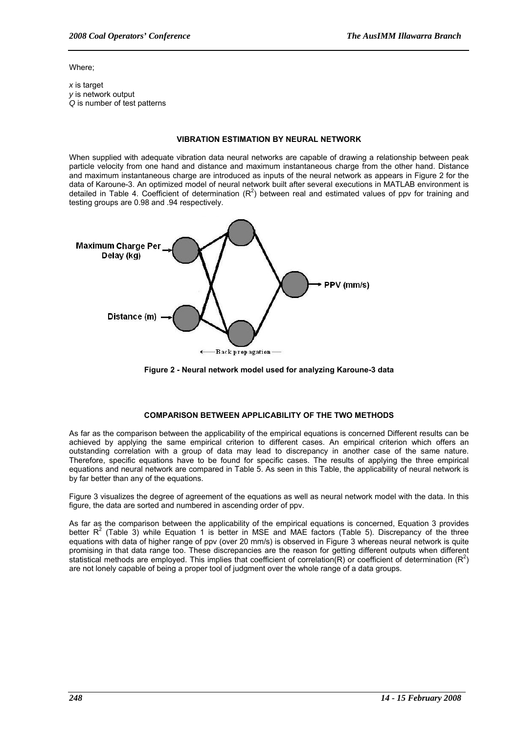Where;

$x$ is target
$y$ is network output
$Q$ is number of test patterns

### VIBRATION ESTIMATION BY NEURAL NETWORK

When supplied with adequate vibration data neural networks are capable of drawing a relationship between peak particle velocity from one hand and distance and maximum instantaneous charge from the other hand. Distance and maximum instantaneous charge are introduced as inputs of the neural network as appears in Figure 2 for the data of Karoune-3. An optimized model of neural network built after several executions in MATLAB environment is detailed in Table 4. Coefficient of determination ($R^2$) between real and estimated values of ppv for training and testing groups are 0.98 and .94 respectively.

**Figure 2 - Neural network model used for analyzing Karoune-3 data**

### COMPARISON BETWEEN APPLICABILITY OF THE TWO METHODS

As far as the comparison between the applicability of the empirical equations is concerned Different results can be achieved by applying the same empirical criterion to different cases. An empirical criterion which offers an outstanding correlation with a group of data may lead to discrepancy in another case of the same nature. Therefore, specific equations have to be found for specific cases. The results of applying the three empirical equations and neural network are compared in Table 5. As seen in this Table, the applicability of neural network is by far better than any of the equations.

Figure 3 visualizes the degree of agreement of the equations as well as neural network model with the data. In this figure, the data are sorted and numbered in ascending order of ppv.

As far as the comparison between the applicability of the empirical equations is concerned, Equation 3 provides better $R^2$ (Table 3) while Equation 1 is better in MSE and MAE factors (Table 5). Discrepancy of the three equations with data of higher range of ppv (over 20 mm/s) is observed in Figure 3 whereas neural network is quite promising in that data range too. These discrepancies are the reason for getting different outputs when different statistical methods are employed. This implies that coefficient of correlation(R) or coefficient of determination ($R^2$) are not lonely capable of being a proper tool of judgment over the whole range of a data groups.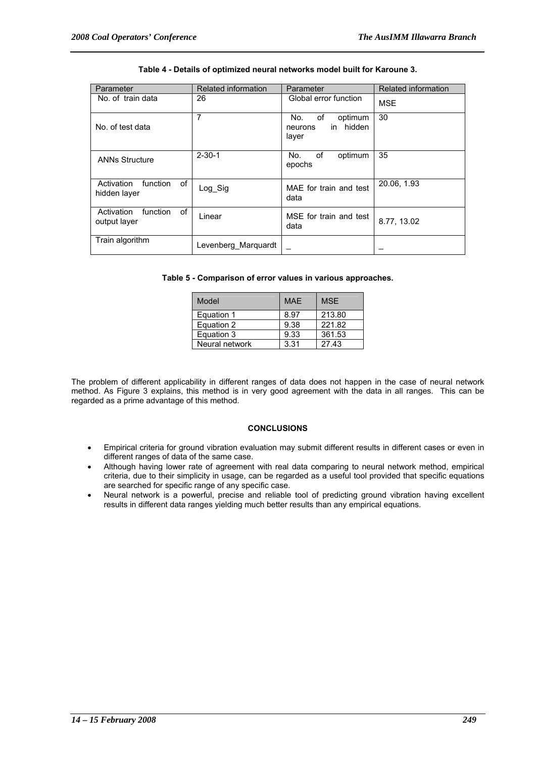**Table 4 - Details of optimized neural networks model built for Karoune 3.**

| Parameter | Related information | Parameter | Related information |
|---|---|---|---|
| No. of train data | 26 | Global error function | MSE |
| No. of test data | 7 | No. of optimum neurons in hidden layer | 30 |
| ANNs Structure | 2-30-1 | No. of optimum epochs | 35 |
| Activation function of hidden layer | Log_Sig | MAE for train and test data | 20.06, 1.93 |
| Activation function of output layer | Linear | MSE for train and test data | 8.77, 13.02 |
| Train algorithm | Levenberg_Marquardt | _ | _ |

**Table 5 - Comparison of error values in various approaches.**

| Model | MAE | MSE |
|---|---|---|
| Equation 1 | 8.97 | 213.80 |
| Equation 2 | 9.38 | 221.82 |
| Equation 3 | 9.33 | 361.53 |
| Neural network | 3.31 | 27.43 |

The problem of different applicability in different ranges of data does not happen in the case of neural network method. As Figure 3 explains, this method is in very good agreement with the data in all ranges. This can be regarded as a prime advantage of this method.

## CONCLUSIONS

- Empirical criteria for ground vibration evaluation may submit different results in different cases or even in different ranges of data of the same case.
- Although having lower rate of agreement with real data comparing to neural network method, empirical criteria, due to their simplicity in usage, can be regarded as a useful tool provided that specific equations are searched for specific range of any specific case.
- Neural network is a powerful, precise and reliable tool of predicting ground vibration having excellent results in different data ranges yielding much better results than any empirical equations.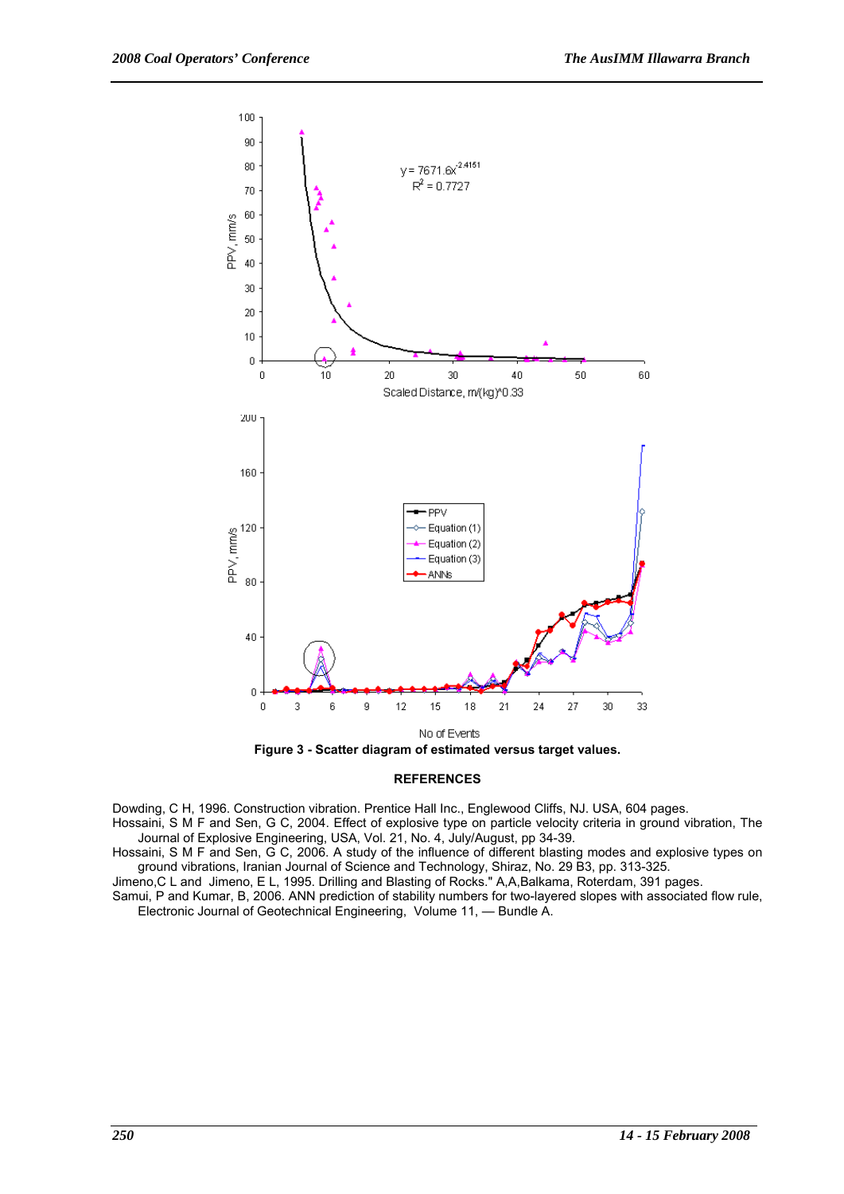100
90
80
70
60
50
40
30
20
10
0

PPV, mm/s

$y = 7671.6x^{-2.4151}$
$R^2 = 0.7727$

0 10 20 30 40 50 60

Scaled Distance, m/(kg)^0.33

200
160
120
80
40
0

PPV, mm/s

PPV
Equation (1)
Equation (2)
Equation (3)
ANNs

0 3 6 9 12 15 18 21 24 27 30 33

No of Events

**Figure 3 - Scatter diagram of estimated versus target values.**

## REFERENCES

Dowding, C H, 1996. Construction vibration. Prentice Hall Inc., Englewood Cliffs, NJ. USA, 604 pages.

Hossaini, S M F and Sen, G C, 2004. Effect of explosive type on particle velocity criteria in ground vibration, The Journal of Explosive Engineering, USA, Vol. 21, No. 4, July/August, pp 34-39.

Hossaini, S M F and Sen, G C, 2006. A study of the influence of different blasting modes and explosive types on ground vibrations, Iranian Journal of Science and Technology, Shiraz, No. 29 B3, pp. 313-325.

Jimeno,C L and Jimeno, E L, 1995. Drilling and Blasting of Rocks." A,A,Balkama, Roterdam, 391 pages.

Samui, P and Kumar, B, 2006. ANN prediction of stability numbers for two-layered slopes with associated flow rule, Electronic Journal of Geotechnical Engineering, Volume 11, — Bundle A.